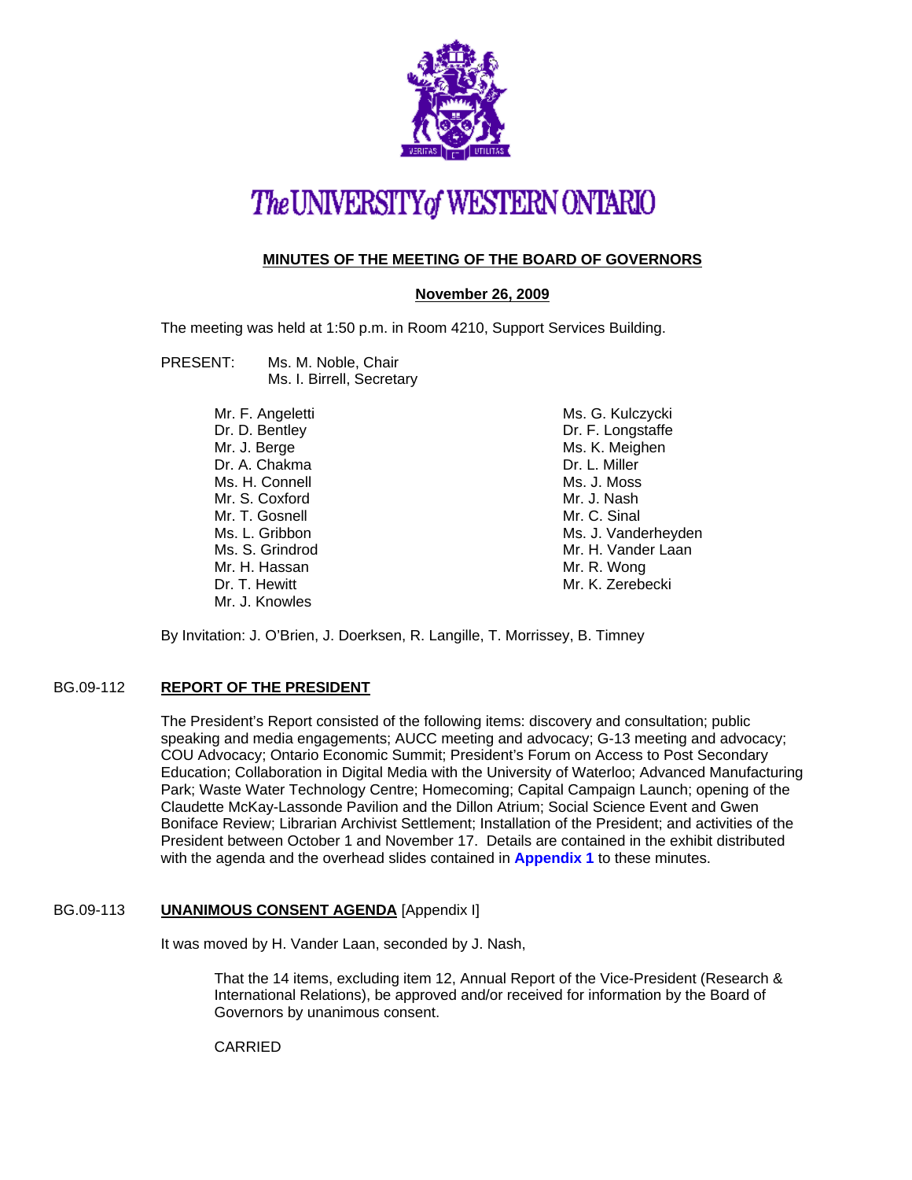# The UNIVERSITY of WESTERN ONTARIO

## MINUTES OF THE MEETING OF THE BOARD OF GOVERNORS

### November 26, 2009

The meeting was held at 1:50 p.m. in Room 4210, Support Services Building.

PRESENT: Ms. M. Noble, Chair
Ms. I. Birrell, Secretary

Mr. F. Angeletti
Dr. D. Bentley
Mr. J. Berge
Dr. A. Chakma
Ms. H. Connell
Mr. S. Coxford
Mr. T. Gosnell
Ms. L. Gribbon
Ms. S. Grindrod
Mr. H. Hassan
Dr. T. Hewitt
Mr. J. Knowles
Ms. G. Kulczycki
Dr. F. Longstaffe
Ms. K. Meighen
Dr. L. Miller
Ms. J. Moss
Mr. J. Nash
Mr. C. Sinal
Ms. J. Vanderheyden
Mr. H. Vander Laan
Mr. R. Wong
Mr. K. Zerebecki

By Invitation: J. O'Brien, J. Doerksen, R. Langille, T. Morrissey, B. Timney

BG.09-112 **REPORT OF THE PRESIDENT**

The President's Report consisted of the following items: discovery and consultation; public speaking and media engagements; AUCC meeting and advocacy; G-13 meeting and advocacy; COU Advocacy; Ontario Economic Summit; President's Forum on Access to Post Secondary Education; Collaboration in Digital Media with the University of Waterloo; Advanced Manufacturing Park; Waste Water Technology Centre; Homecoming; Capital Campaign Launch; opening of the Claudette McKay-Lassonde Pavilion and the Dillon Atrium; Social Science Event and Gwen Boniface Review; Librarian Archivist Settlement; Installation of the President; and activities of the President between October 1 and November 17. Details are contained in the exhibit distributed with the agenda and the overhead slides contained in **Appendix 1** to these minutes.

BG.09-113 **UNANIMOUS CONSENT AGENDA** [Appendix I]

It was moved by H. Vander Laan, seconded by J. Nash,

> That the 14 items, excluding item 12, Annual Report of the Vice-President (Research & International Relations), be approved and/or received for information by the Board of Governors by unanimous consent.
>
> CARRIED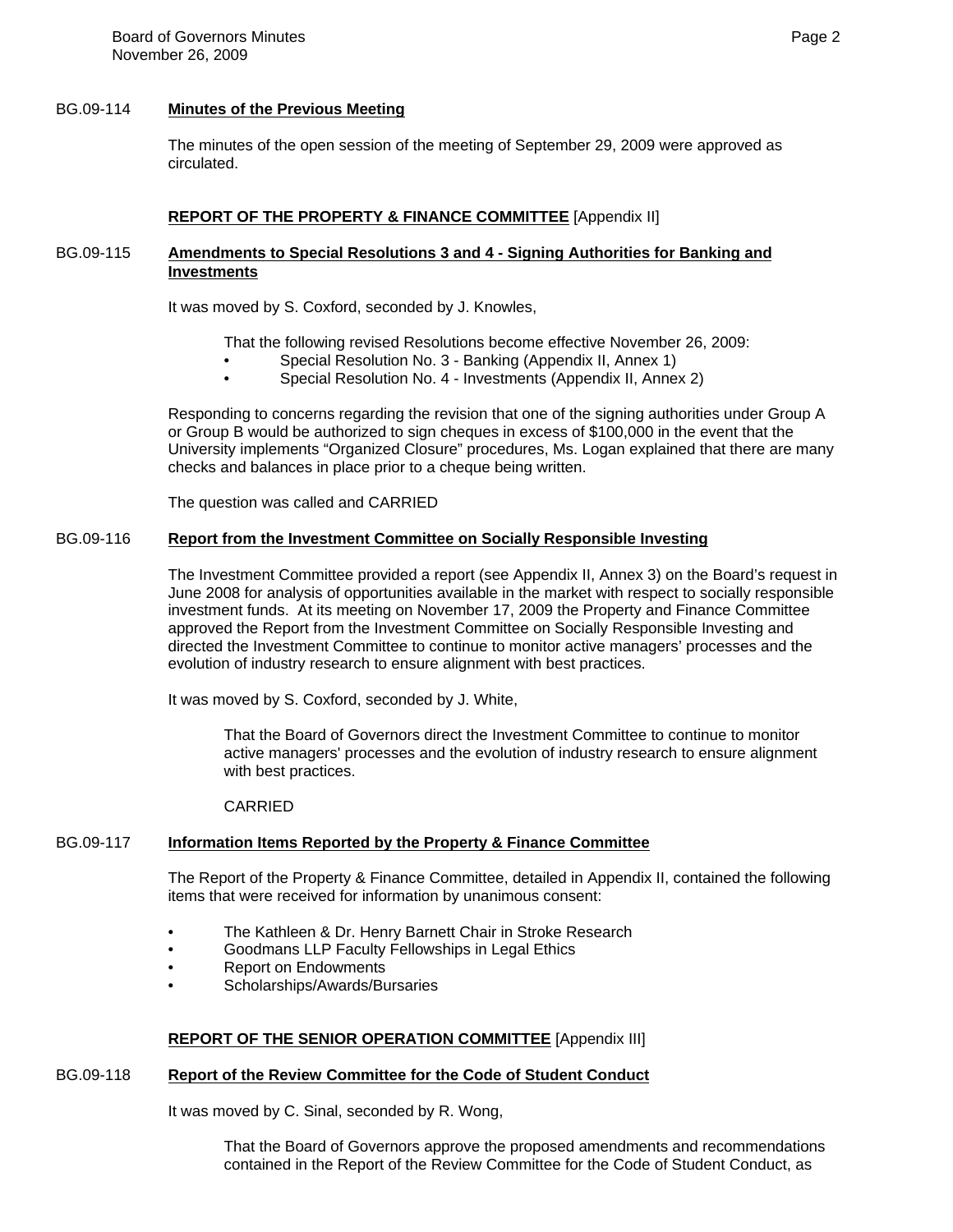BG.09-114 **Minutes of the Previous Meeting**

The minutes of the open session of the meeting of September 29, 2009 were approved as circulated.

**REPORT OF THE PROPERTY & FINANCE COMMITTEE** [Appendix II]

BG.09-115 **Amendments to Special Resolutions 3 and 4 - Signing Authorities for Banking and Investments**

It was moved by S. Coxford, seconded by J. Knowles,

> That the following revised Resolutions become effective November 26, 2009:
> - Special Resolution No. 3 - Banking (Appendix II, Annex 1)
> - Special Resolution No. 4 - Investments (Appendix II, Annex 2)

Responding to concerns regarding the revision that one of the signing authorities under Group A or Group B would be authorized to sign cheques in excess of $100,000 in the event that the University implements "Organized Closure" procedures, Ms. Logan explained that there are many checks and balances in place prior to a cheque being written.

The question was called and CARRIED

BG.09-116 **Report from the Investment Committee on Socially Responsible Investing**

The Investment Committee provided a report (see Appendix II, Annex 3) on the Board's request in June 2008 for analysis of opportunities available in the market with respect to socially responsible investment funds. At its meeting on November 17, 2009 the Property and Finance Committee approved the Report from the Investment Committee on Socially Responsible Investing and directed the Investment Committee to continue to monitor active managers' processes and the evolution of industry research to ensure alignment with best practices.

It was moved by S. Coxford, seconded by J. White,

> That the Board of Governors direct the Investment Committee to continue to monitor active managers' processes and the evolution of industry research to ensure alignment with best practices.
>
> CARRIED

BG.09-117 **Information Items Reported by the Property & Finance Committee**

The Report of the Property & Finance Committee, detailed in Appendix II, contained the following items that were received for information by unanimous consent:

- The Kathleen & Dr. Henry Barnett Chair in Stroke Research
- Goodmans LLP Faculty Fellowships in Legal Ethics
- Report on Endowments
- Scholarships/Awards/Bursaries

**REPORT OF THE SENIOR OPERATION COMMITTEE** [Appendix III]

BG.09-118 **Report of the Review Committee for the Code of Student Conduct**

It was moved by C. Sinal, seconded by R. Wong,

> That the Board of Governors approve the proposed amendments and recommendations contained in the Report of the Review Committee for the Code of Student Conduct, as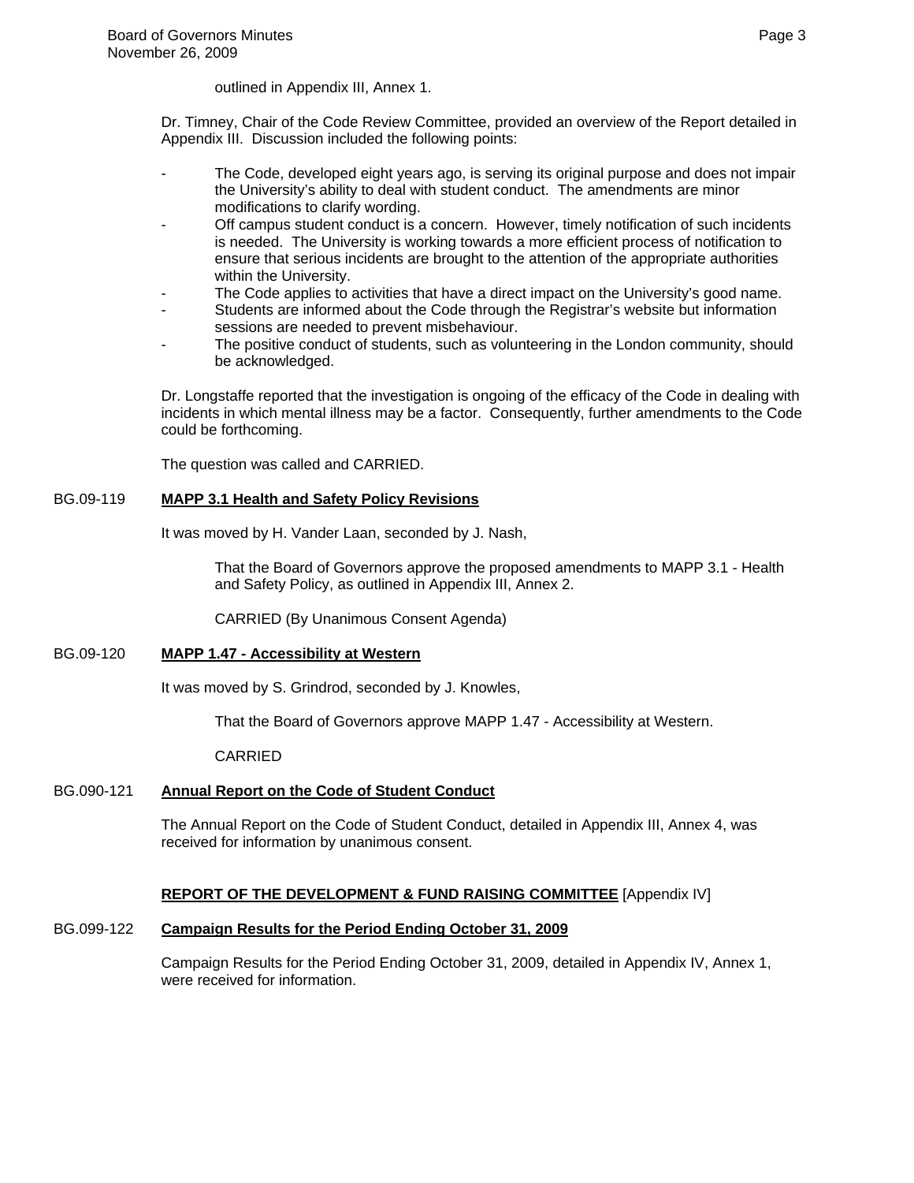outlined in Appendix III, Annex 1.

Dr. Timney, Chair of the Code Review Committee, provided an overview of the Report detailed in Appendix III. Discussion included the following points:

- The Code, developed eight years ago, is serving its original purpose and does not impair the University's ability to deal with student conduct. The amendments are minor modifications to clarify wording.
- Off campus student conduct is a concern. However, timely notification of such incidents is needed. The University is working towards a more efficient process of notification to ensure that serious incidents are brought to the attention of the appropriate authorities within the University.
- The Code applies to activities that have a direct impact on the University's good name.
- Students are informed about the Code through the Registrar's website but information sessions are needed to prevent misbehaviour.
- The positive conduct of students, such as volunteering in the London community, should be acknowledged.

Dr. Longstaffe reported that the investigation is ongoing of the efficacy of the Code in dealing with incidents in which mental illness may be a factor. Consequently, further amendments to the Code could be forthcoming.

The question was called and CARRIED.

BG.09-119 **MAPP 3.1 Health and Safety Policy Revisions**

It was moved by H. Vander Laan, seconded by J. Nash,

> That the Board of Governors approve the proposed amendments to MAPP 3.1 - Health and Safety Policy, as outlined in Appendix III, Annex 2.
>
> CARRIED (By Unanimous Consent Agenda)

BG.09-120 **MAPP 1.47 - Accessibility at Western**

It was moved by S. Grindrod, seconded by J. Knowles,

> That the Board of Governors approve MAPP 1.47 - Accessibility at Western.
>
> CARRIED

BG.090-121 **Annual Report on the Code of Student Conduct**

The Annual Report on the Code of Student Conduct, detailed in Appendix III, Annex 4, was received for information by unanimous consent.

**REPORT OF THE DEVELOPMENT & FUND RAISING COMMITTEE** [Appendix IV]

BG.099-122 **Campaign Results for the Period Ending October 31, 2009**

Campaign Results for the Period Ending October 31, 2009, detailed in Appendix IV, Annex 1, were received for information.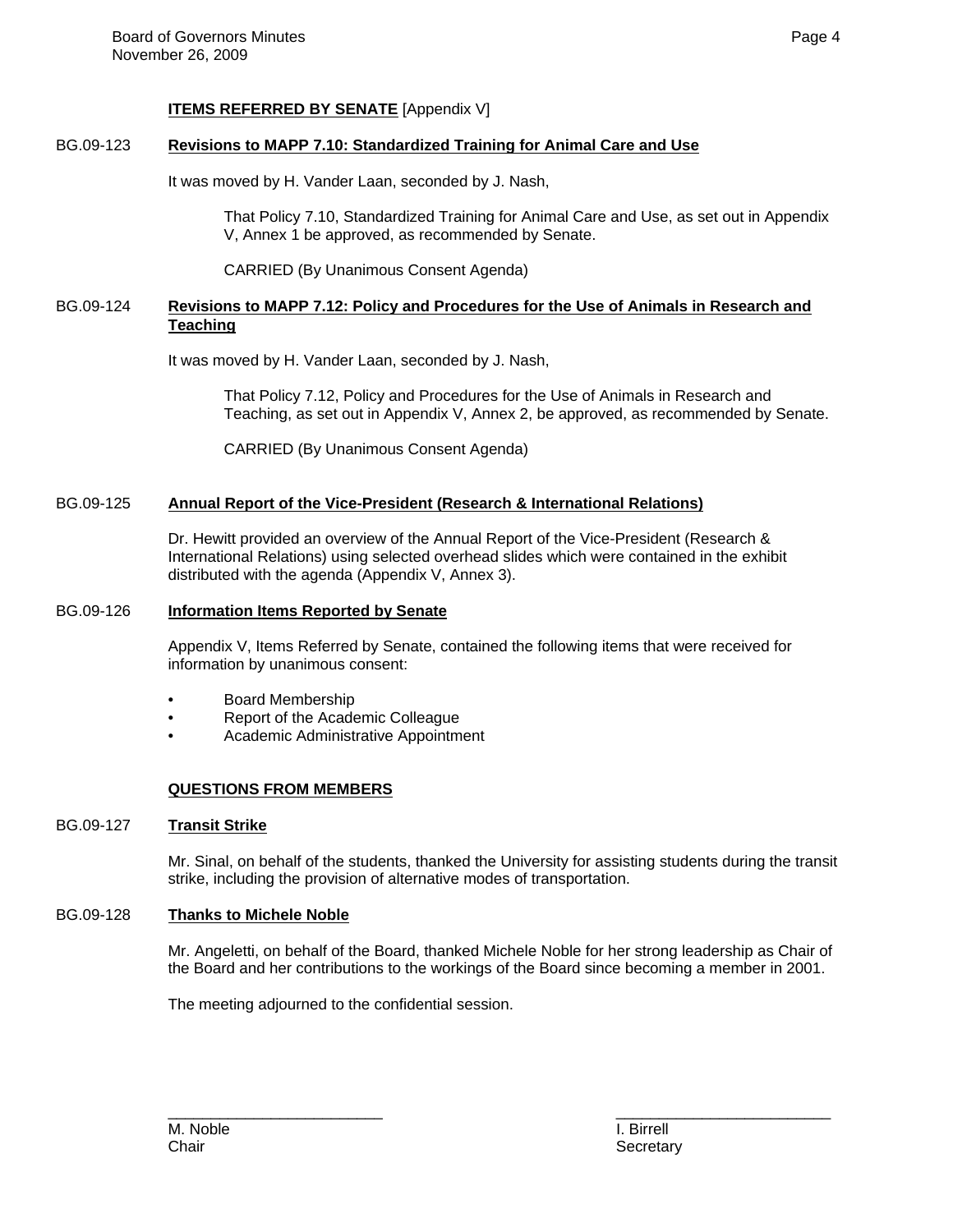**ITEMS REFERRED BY SENATE** [Appendix V]

BG.09-123 **Revisions to MAPP 7.10: Standardized Training for Animal Care and Use**

It was moved by H. Vander Laan, seconded by J. Nash,

> That Policy 7.10, Standardized Training for Animal Care and Use, as set out in Appendix V, Annex 1 be approved, as recommended by Senate.
>
> CARRIED (By Unanimous Consent Agenda)

BG.09-124 **Revisions to MAPP 7.12: Policy and Procedures for the Use of Animals in Research and Teaching**

It was moved by H. Vander Laan, seconded by J. Nash,

> That Policy 7.12, Policy and Procedures for the Use of Animals in Research and Teaching, as set out in Appendix V, Annex 2, be approved, as recommended by Senate.
>
> CARRIED (By Unanimous Consent Agenda)

BG.09-125 **Annual Report of the Vice-President (Research & International Relations)**

Dr. Hewitt provided an overview of the Annual Report of the Vice-President (Research & International Relations) using selected overhead slides which were contained in the exhibit distributed with the agenda (Appendix V, Annex 3).

BG.09-126 **Information Items Reported by Senate**

Appendix V, Items Referred by Senate, contained the following items that were received for information by unanimous consent:

- Board Membership
- Report of the Academic Colleague
- Academic Administrative Appointment

**QUESTIONS FROM MEMBERS**

BG.09-127 **Transit Strike**

Mr. Sinal, on behalf of the students, thanked the University for assisting students during the transit strike, including the provision of alternative modes of transportation.

BG.09-128 **Thanks to Michele Noble**

Mr. Angeletti, on behalf of the Board, thanked Michele Noble for her strong leadership as Chair of the Board and her contributions to the workings of the Board since becoming a member in 2001.

The meeting adjourned to the confidential session.

| | |
|---|---|
| M. Noble | I. Birrell |
| Chair | Secretary |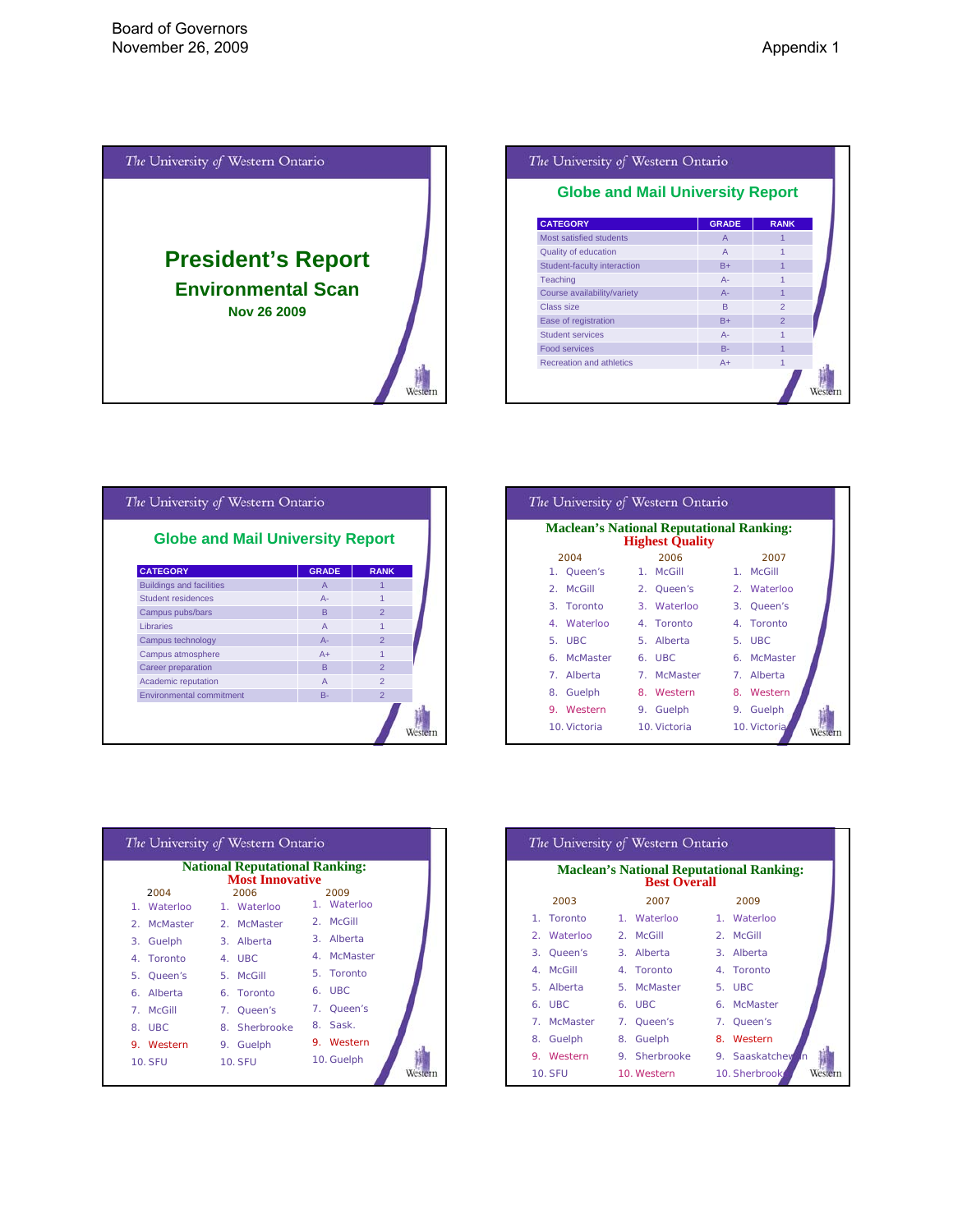Board of Governors
November 26, 2009

Appendix 1

The University of Western Ontario

# President's Report

## Environmental Scan

**Nov 26 2009**

The University of Western Ontario

## Globe and Mail University Report

| CATEGORY | GRADE | RANK |
|---|---|---|
| Most satisfied students | A | 1 |
| Quality of education | A | 1 |
| Student-faculty interaction | B+ | 1 |
| Teaching | A- | 1 |
| Course availability/variety | A- | 1 |
| Class size | B | 2 |
| Ease of registration | B+ | 2 |
| Student services | A- | 1 |
| Food services | B- | 1 |
| Recreation and athletics | A+ | 1 |

The University of Western Ontario

## Globe and Mail University Report

| CATEGORY | GRADE | RANK |
|---|---|---|
| Buildings and facilities | A | 1 |
| Student residences | A- | 1 |
| Campus pubs/bars | B | 2 |
| Libraries | A | 1 |
| Campus technology | A- | 2 |
| Campus atmosphere | A+ | 1 |
| Career preparation | B | 2 |
| Academic reputation | A | 2 |
| Environmental commitment | B- | 2 |

The University of Western Ontario

## Maclean's National Reputational Ranking: Highest Quality

| 2004 | 2006 | 2007 |
|---|---|---|
| 1. Queen's | 1. McGill | 1. McGill |
| 2. McGill | 2. Queen's | 2. Waterloo |
| 3. Toronto | 3. Waterloo | 3. Queen's |
| 4. Waterloo | 4. Toronto | 4. Toronto |
| 5. UBC | 5. Alberta | 5. UBC |
| 6. McMaster | 6. UBC | 6. McMaster |
| 7. Alberta | 7. McMaster | 7. Alberta |
| 8. Guelph | 8. Western | 8. Western |
| 9. Western | 9. Guelph | 9. Guelph |
| 10. Victoria | 10. Victoria | 10. Victoria |

The University of Western Ontario

## National Reputational Ranking: Most Innovative

| 2004 | 2006 | 2009 |
|---|---|---|
| 1. Waterloo | 1. Waterloo | 1. Waterloo |
| 2. McMaster | 2. McMaster | 2. McGill |
| 3. Guelph | 3. Alberta | 3. Alberta |
| 4. Toronto | 4. UBC | 4. McMaster |
| 5. Queen's | 5. McGill | 5. Toronto |
| 6. Alberta | 6. Toronto | 6. UBC |
| 7. McGill | 7. Queen's | 7. Queen's |
| 8. UBC | 8. Sherbrooke | 8. Sask. |
| 9. Western | 9. Guelph | 9. Western |
| 10. SFU | 10. SFU | 10. Guelph |

The University of Western Ontario

## Maclean's National Reputational Ranking: Best Overall

| 2003 | 2007 | 2009 |
|---|---|---|
| 1. Toronto | 1. Waterloo | 1. Waterloo |
| 2. Waterloo | 2. McGill | 2. McGill |
| 3. Queen's | 3. Alberta | 3. Alberta |
| 4. McGill | 4. Toronto | 4. Toronto |
| 5. Alberta | 5. McMaster | 5. UBC |
| 6. UBC | 6. UBC | 6. McMaster |
| 7. McMaster | 7. Queen's | 7. Queen's |
| 8. Guelph | 8. Guelph | 8. Western |
| 9. Western | 9. Sherbrooke | 9. Saaskatchewan |
| 10. SFU | 10. Western | 10. Sherbrooke |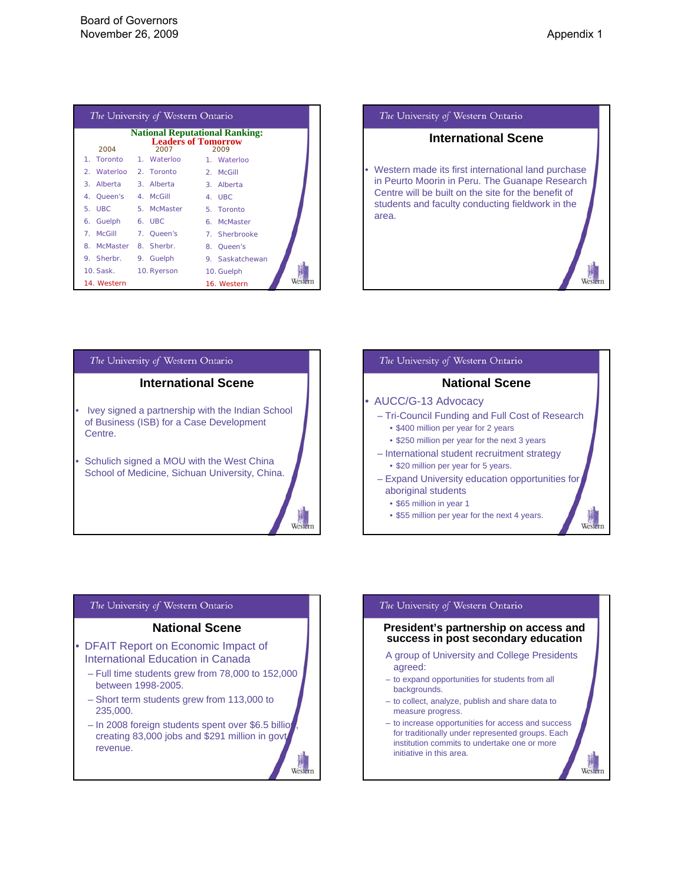Board of Governors
November 26, 2009

Appendix 1

## The University of Western Ontario

### National Reputational Ranking: Leaders of Tomorrow

| 2004 | 2007 | 2009 |
|---|---|---|
| 1. Toronto | 1. Waterloo | 1. Waterloo |
| 2. Waterloo | 2. Toronto | 2. McGill |
| 3. Alberta | 3. Alberta | 3. Alberta |
| 4. Queen's | 4. McGill | 4. UBC |
| 5. UBC | 5. McMaster | 5. Toronto |
| 6. Guelph | 6. UBC | 6. McMaster |
| 7. McGill | 7. Queen's | 7. Sherbrooke |
| 8. McMaster | 8. Sherbr. | 8. Queen's |
| 9. Sherbr. | 9. Guelph | 9. Saskatchewan |
| 10. Sask. | 10. Ryerson | 10. Guelph |
| 14. Western | | 16. Western |

## The University of Western Ontario

### International Scene

- Western made its first international land purchase in Peurto Moorin in Peru. The Guanape Research Centre will be built on the site for the benefit of students and faculty conducting fieldwork in the area.

## The University of Western Ontario

### International Scene

- Ivey signed a partnership with the Indian School of Business (ISB) for a Case Development Centre.
- Schulich signed a MOU with the West China School of Medicine, Sichuan University, China.

## The University of Western Ontario

### National Scene

- AUCC/G-13 Advocacy
  - Tri-Council Funding and Full Cost of Research
    - $400 million per year for 2 years
    - $250 million per year for the next 3 years
  - International student recruitment strategy
    - $20 million per year for 5 years.
  - Expand University education opportunities for aboriginal students
    - $65 million in year 1
    - $55 million per year for the next 4 years.

## The University of Western Ontario

### National Scene

- DFAIT Report on Economic Impact of International Education in Canada
  - Full time students grew from 78,000 to 152,000 between 1998-2005.
  - Short term students grew from 113,000 to 235,000.
  - In 2008 foreign students spent over $6.5 billion, creating 83,000 jobs and $291 million in govt revenue.

## The University of Western Ontario

### President's partnership on access and success in post secondary education

A group of University and College Presidents agreed:

- to expand opportunities for students from all backgrounds.
- to collect, analyze, publish and share data to measure progress.
- to increase opportunities for access and success for traditionally under represented groups. Each institution commits to undertake one or more initiative in this area.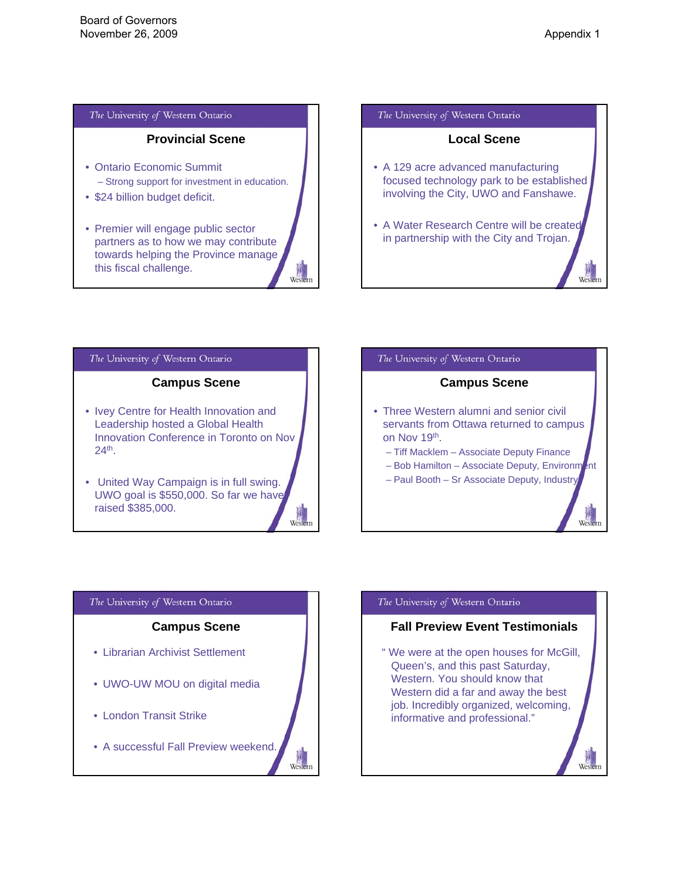Board of Governors
November 26, 2009

Appendix 1

The University of Western Ontario

## Provincial Scene

- Ontario Economic Summit
  - Strong support for investment in education.
- $24 billion budget deficit.
- Premier will engage public sector partners as to how we may contribute towards helping the Province manage this fiscal challenge.

Western

The University of Western Ontario

## Local Scene

- A 129 acre advanced manufacturing focused technology park to be established involving the City, UWO and Fanshawe.
- A Water Research Centre will be created in partnership with the City and Trojan.

Western

The University of Western Ontario

## Campus Scene

- Ivey Centre for Health Innovation and Leadership hosted a Global Health Innovation Conference in Toronto on Nov 24th.
- United Way Campaign is in full swing. UWO goal is $550,000. So far we have raised $385,000.

Western

The University of Western Ontario

## Campus Scene

- Three Western alumni and senior civil servants from Ottawa returned to campus on Nov 19th.
  - Tiff Macklem – Associate Deputy Finance
  - Bob Hamilton – Associate Deputy, Environment
  - Paul Booth – Sr Associate Deputy, Industry

Western

The University of Western Ontario

## Campus Scene

- Librarian Archivist Settlement
- UWO-UW MOU on digital media
- London Transit Strike
- A successful Fall Preview weekend.

Western

The University of Western Ontario

## Fall Preview Event Testimonials

" We were at the open houses for McGill, Queen's, and this past Saturday, Western. You should know that Western did a far and away the best job. Incredibly organized, welcoming, informative and professional."

Western